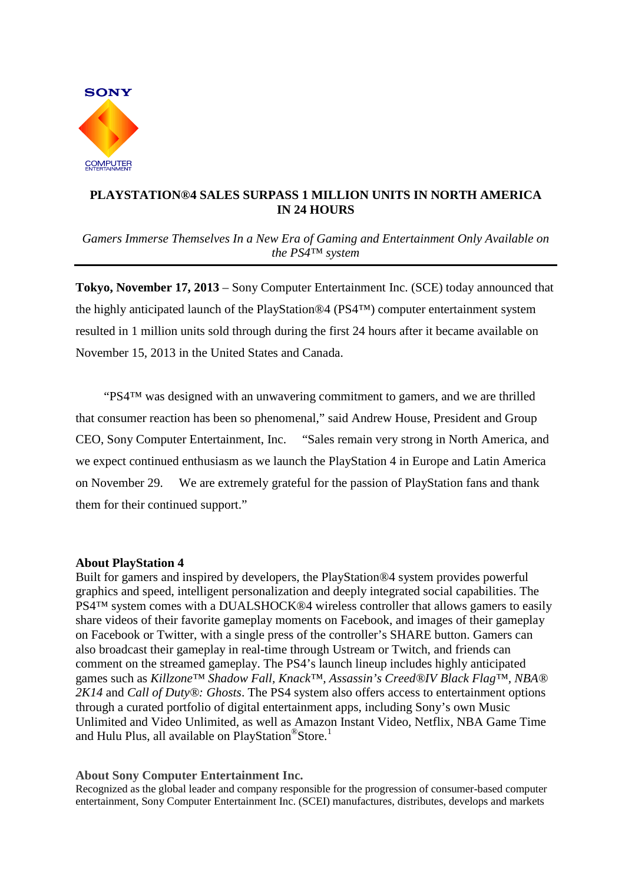# PLAYSTATION®4 SALES SURPASS 1 MILLION UNITS IN NORTH AMERICA IN 24 HOURS

*Gamers Immerse Themselves In a New Era of Gaming and Entertainment Only Available on the PS4™ system*

---

**Tokyo, November 17, 2013** – Sony Computer Entertainment Inc. (SCE) today announced that the highly anticipated launch of the PlayStation®4 (PS4™) computer entertainment system resulted in 1 million units sold through during the first 24 hours after it became available on November 15, 2013 in the United States and Canada.

"PS4™ was designed with an unwavering commitment to gamers, and we are thrilled that consumer reaction has been so phenomenal," said Andrew House, President and Group CEO, Sony Computer Entertainment, Inc. "Sales remain very strong in North America, and we expect continued enthusiasm as we launch the PlayStation 4 in Europe and Latin America on November 29. We are extremely grateful for the passion of PlayStation fans and thank them for their continued support."

**About PlayStation 4**

Built for gamers and inspired by developers, the PlayStation®4 system provides powerful graphics and speed, intelligent personalization and deeply integrated social capabilities. The PS4™ system comes with a DUALSHOCK®4 wireless controller that allows gamers to easily share videos of their favorite gameplay moments on Facebook, and images of their gameplay on Facebook or Twitter, with a single press of the controller's SHARE button. Gamers can also broadcast their gameplay in real-time through Ustream or Twitch, and friends can comment on the streamed gameplay. The PS4's launch lineup includes highly anticipated games such as *Killzone™ Shadow Fall, Knack™, Assassin's Creed®IV Black Flag™, NBA® 2K14* and *Call of Duty®: Ghosts*. The PS4 system also offers access to entertainment options through a curated portfolio of digital entertainment apps, including Sony's own Music Unlimited and Video Unlimited, as well as Amazon Instant Video, Netflix, NBA Game Time and Hulu Plus, all available on PlayStation®Store.[1]

**About Sony Computer Entertainment Inc.**

Recognized as the global leader and company responsible for the progression of consumer-based computer entertainment, Sony Computer Entertainment Inc. (SCEI) manufactures, distributes, develops and markets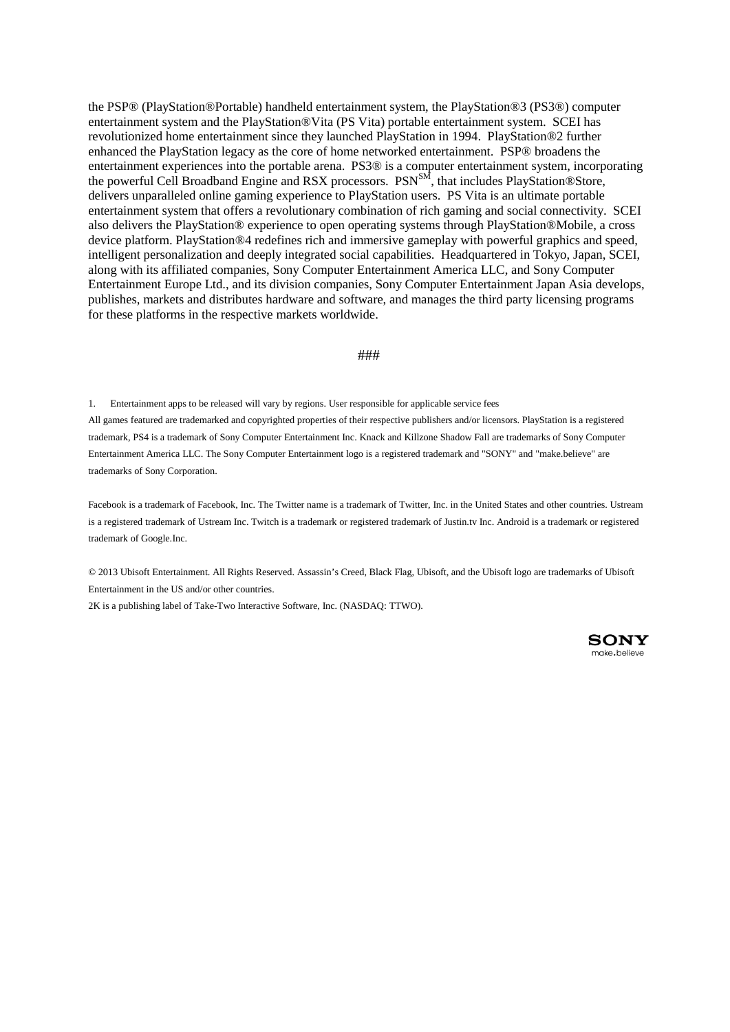the PSP® (PlayStation®Portable) handheld entertainment system, the PlayStation®3 (PS3®) computer entertainment system and the PlayStation®Vita (PS Vita) portable entertainment system. SCEI has revolutionized home entertainment since they launched PlayStation in 1994. PlayStation®2 further enhanced the PlayStation legacy as the core of home networked entertainment. PSP® broadens the entertainment experiences into the portable arena. PS3® is a computer entertainment system, incorporating the powerful Cell Broadband Engine and RSX processors. PSN℠, that includes PlayStation®Store, delivers unparalleled online gaming experience to PlayStation users. PS Vita is an ultimate portable entertainment system that offers a revolutionary combination of rich gaming and social connectivity. SCEI also delivers the PlayStation® experience to open operating systems through PlayStation®Mobile, a cross device platform. PlayStation®4 redefines rich and immersive gameplay with powerful graphics and speed, intelligent personalization and deeply integrated social capabilities. Headquartered in Tokyo, Japan, SCEI, along with its affiliated companies, Sony Computer Entertainment America LLC, and Sony Computer Entertainment Europe Ltd., and its division companies, Sony Computer Entertainment Japan Asia develops, publishes, markets and distributes hardware and software, and manages the third party licensing programs for these platforms in the respective markets worldwide.

###

1. Entertainment apps to be released will vary by regions. User responsible for applicable service fees

All games featured are trademarked and copyrighted properties of their respective publishers and/or licensors. PlayStation is a registered trademark, PS4 is a trademark of Sony Computer Entertainment Inc. Knack and Killzone Shadow Fall are trademarks of Sony Computer Entertainment America LLC. The Sony Computer Entertainment logo is a registered trademark and "SONY" and "make.believe" are trademarks of Sony Corporation.

Facebook is a trademark of Facebook, Inc. The Twitter name is a trademark of Twitter, Inc. in the United States and other countries. Ustream is a registered trademark of Ustream Inc. Twitch is a trademark or registered trademark of Justin.tv Inc. Android is a trademark or registered trademark of Google.Inc.

© 2013 Ubisoft Entertainment. All Rights Reserved. Assassin's Creed, Black Flag, Ubisoft, and the Ubisoft logo are trademarks of Ubisoft Entertainment in the US and/or other countries.

2K is a publishing label of Take-Two Interactive Software, Inc. (NASDAQ: TTWO).

SONY
make.believe